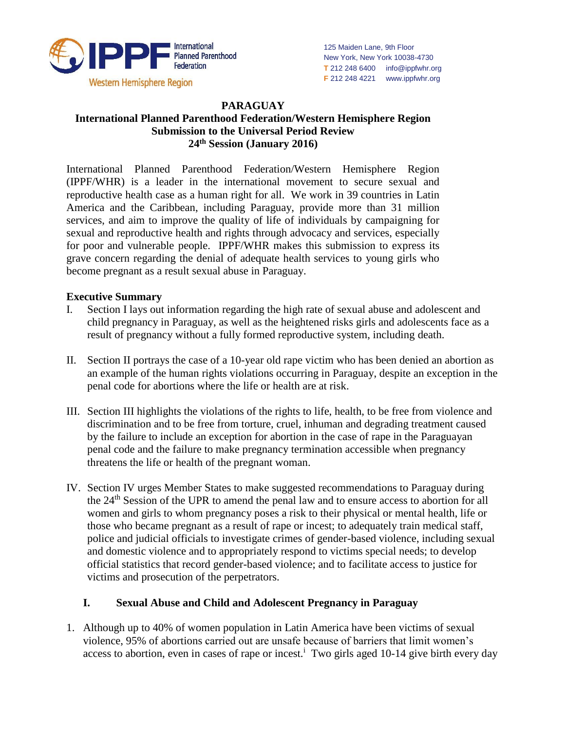International Planned Parenthood Federation
Western Hemisphere Region

125 Maiden Lane, 9th Floor
New York, New York 10038-4730
T 212 248 6400 info@ippfwhr.org
F 212 248 4221 www.ippfwhr.org

**PARAGUAY**
**International Planned Parenthood Federation/Western Hemisphere Region**
**Submission to the Universal Period Review**
**24th Session (January 2016)**

International Planned Parenthood Federation/Western Hemisphere Region (IPPF/WHR) is a leader in the international movement to secure sexual and reproductive health case as a human right for all. We work in 39 countries in Latin America and the Caribbean, including Paraguay, provide more than 31 million services, and aim to improve the quality of life of individuals by campaigning for sexual and reproductive health and rights through advocacy and services, especially for poor and vulnerable people. IPPF/WHR makes this submission to express its grave concern regarding the denial of adequate health services to young girls who become pregnant as a result sexual abuse in Paraguay.

## Executive Summary

I. Section I lays out information regarding the high rate of sexual abuse and adolescent and child pregnancy in Paraguay, as well as the heightened risks girls and adolescents face as a result of pregnancy without a fully formed reproductive system, including death.

II. Section II portrays the case of a 10-year old rape victim who has been denied an abortion as an example of the human rights violations occurring in Paraguay, despite an exception in the penal code for abortions where the life or health are at risk.

III. Section III highlights the violations of the rights to life, health, to be free from violence and discrimination and to be free from torture, cruel, inhuman and degrading treatment caused by the failure to include an exception for abortion in the case of rape in the Paraguayan penal code and the failure to make pregnancy termination accessible when pregnancy threatens the life or health of the pregnant woman.

IV. Section IV urges Member States to make suggested recommendations to Paraguay during the 24th Session of the UPR to amend the penal law and to ensure access to abortion for all women and girls to whom pregnancy poses a risk to their physical or mental health, life or those who became pregnant as a result of rape or incest; to adequately train medical staff, police and judicial officials to investigate crimes of gender-based violence, including sexual and domestic violence and to appropriately respond to victims special needs; to develop official statistics that record gender-based violence; and to facilitate access to justice for victims and prosecution of the perpetrators.

## I. Sexual Abuse and Child and Adolescent Pregnancy in Paraguay

1. Although up to 40% of women population in Latin America have been victims of sexual violence, 95% of abortions carried out are unsafe because of barriers that limit women's access to abortion, even in cases of rape or incest.[i] Two girls aged 10-14 give birth every day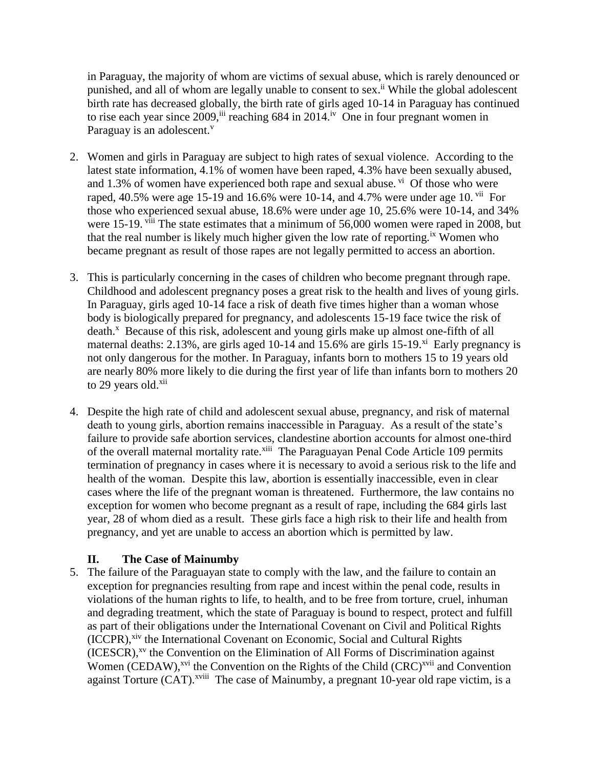in Paraguay, the majority of whom are victims of sexual abuse, which is rarely denounced or punished, and all of whom are legally unable to consent to sex.[ii] While the global adolescent birth rate has decreased globally, the birth rate of girls aged 10-14 in Paraguay has continued to rise each year since 2009,[iii] reaching 684 in 2014.[iv] One in four pregnant women in Paraguay is an adolescent.[v]

2. Women and girls in Paraguay are subject to high rates of sexual violence. According to the latest state information, 4.1% of women have been raped, 4.3% have been sexually abused, and 1.3% of women have experienced both rape and sexual abuse.[vi] Of those who were raped, 40.5% were age 15-19 and 16.6% were 10-14, and 4.7% were under age 10.[vii] For those who experienced sexual abuse, 18.6% were under age 10, 25.6% were 10-14, and 34% were 15-19.[viii] The state estimates that a minimum of 56,000 women were raped in 2008, but that the real number is likely much higher given the low rate of reporting.[ix] Women who became pregnant as result of those rapes are not legally permitted to access an abortion.

3. This is particularly concerning in the cases of children who become pregnant through rape. Childhood and adolescent pregnancy poses a great risk to the health and lives of young girls. In Paraguay, girls aged 10-14 face a risk of death five times higher than a woman whose body is biologically prepared for pregnancy, and adolescents 15-19 face twice the risk of death.[x] Because of this risk, adolescent and young girls make up almost one-fifth of all maternal deaths: 2.13%, are girls aged 10-14 and 15.6% are girls 15-19.[xi] Early pregnancy is not only dangerous for the mother. In Paraguay, infants born to mothers 15 to 19 years old are nearly 80% more likely to die during the first year of life than infants born to mothers 20 to 29 years old.[xii]

4. Despite the high rate of child and adolescent sexual abuse, pregnancy, and risk of maternal death to young girls, abortion remains inaccessible in Paraguay. As a result of the state's failure to provide safe abortion services, clandestine abortion accounts for almost one-third of the overall maternal mortality rate.[xiii] The Paraguayan Penal Code Article 109 permits termination of pregnancy in cases where it is necessary to avoid a serious risk to the life and health of the woman. Despite this law, abortion is essentially inaccessible, even in clear cases where the life of the pregnant woman is threatened. Furthermore, the law contains no exception for women who become pregnant as a result of rape, including the 684 girls last year, 28 of whom died as a result. These girls face a high risk to their life and health from pregnancy, and yet are unable to access an abortion which is permitted by law.

## II. The Case of Mainumby

5. The failure of the Paraguayan state to comply with the law, and the failure to contain an exception for pregnancies resulting from rape and incest within the penal code, results in violations of the human rights to life, to health, and to be free from torture, cruel, inhuman and degrading treatment, which the state of Paraguay is bound to respect, protect and fulfill as part of their obligations under the International Covenant on Civil and Political Rights (ICCPR),[xiv] the International Covenant on Economic, Social and Cultural Rights (ICESCR),[xv] the Convention on the Elimination of All Forms of Discrimination against Women (CEDAW),[xvi] the Convention on the Rights of the Child (CRC)[xvii] and Convention against Torture (CAT).[xviii] The case of Mainumby, a pregnant 10-year old rape victim, is a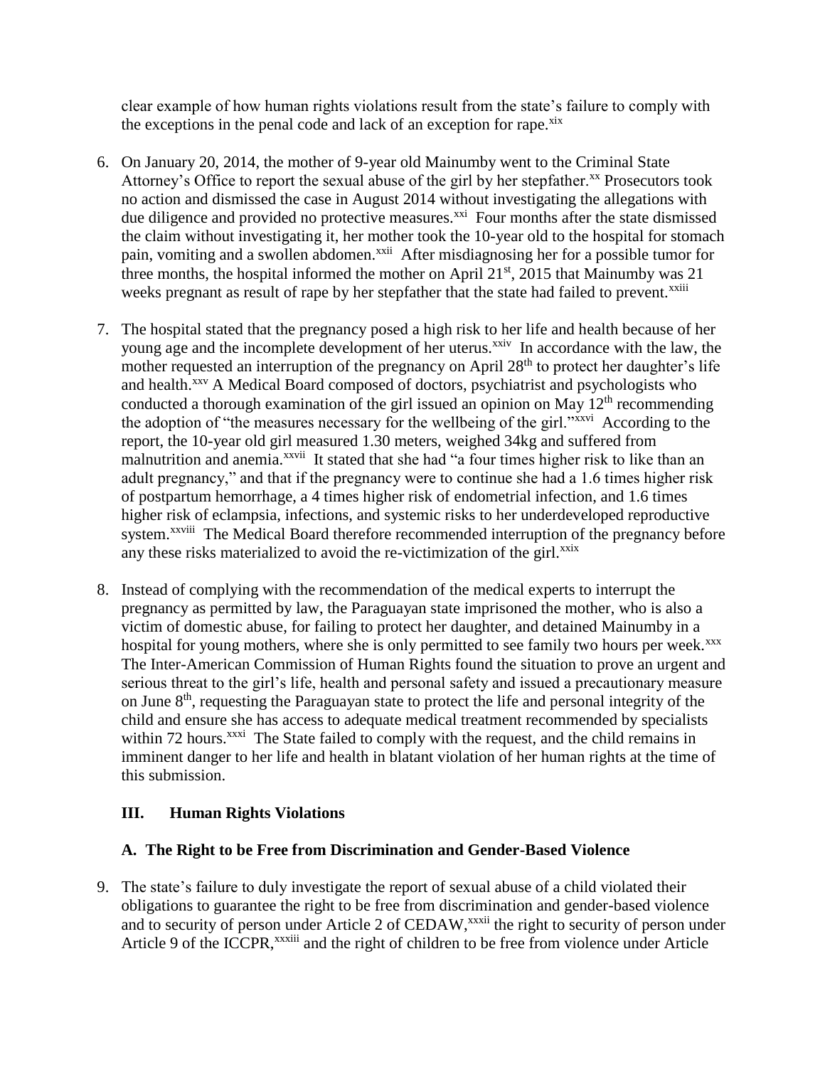clear example of how human rights violations result from the state's failure to comply with the exceptions in the penal code and lack of an exception for rape.[xix]

6. On January 20, 2014, the mother of 9-year old Mainumby went to the Criminal State Attorney's Office to report the sexual abuse of the girl by her stepfather.[xx] Prosecutors took no action and dismissed the case in August 2014 without investigating the allegations with due diligence and provided no protective measures.[xxi] Four months after the state dismissed the claim without investigating it, her mother took the 10-year old to the hospital for stomach pain, vomiting and a swollen abdomen.[xxii] After misdiagnosing her for a possible tumor for three months, the hospital informed the mother on April 21st, 2015 that Mainumby was 21 weeks pregnant as result of rape by her stepfather that the state had failed to prevent.[xxiii]

7. The hospital stated that the pregnancy posed a high risk to her life and health because of her young age and the incomplete development of her uterus.[xxiv] In accordance with the law, the mother requested an interruption of the pregnancy on April 28th to protect her daughter's life and health.[xxv] A Medical Board composed of doctors, psychiatrist and psychologists who conducted a thorough examination of the girl issued an opinion on May 12th recommending the adoption of "the measures necessary for the wellbeing of the girl."[xxvi] According to the report, the 10-year old girl measured 1.30 meters, weighed 34kg and suffered from malnutrition and anemia.[xxvii] It stated that she had "a four times higher risk to like than an adult pregnancy," and that if the pregnancy were to continue she had a 1.6 times higher risk of postpartum hemorrhage, a 4 times higher risk of endometrial infection, and 1.6 times higher risk of eclampsia, infections, and systemic risks to her underdeveloped reproductive system.[xxviii] The Medical Board therefore recommended interruption of the pregnancy before any these risks materialized to avoid the re-victimization of the girl.[xxix]

8. Instead of complying with the recommendation of the medical experts to interrupt the pregnancy as permitted by law, the Paraguayan state imprisoned the mother, who is also a victim of domestic abuse, for failing to protect her daughter, and detained Mainumby in a hospital for young mothers, where she is only permitted to see family two hours per week.[xxx] The Inter-American Commission of Human Rights found the situation to prove an urgent and serious threat to the girl's life, health and personal safety and issued a precautionary measure on June 8th, requesting the Paraguayan state to protect the life and personal integrity of the child and ensure she has access to adequate medical treatment recommended by specialists within 72 hours.[xxxi] The State failed to comply with the request, and the child remains in imminent danger to her life and health in blatant violation of her human rights at the time of this submission.

### III. Human Rights Violations

#### A. The Right to be Free from Discrimination and Gender-Based Violence

9. The state's failure to duly investigate the report of sexual abuse of a child violated their obligations to guarantee the right to be free from discrimination and gender-based violence and to security of person under Article 2 of CEDAW,[xxxii] the right to security of person under Article 9 of the ICCPR,[xxxiii] and the right of children to be free from violence under Article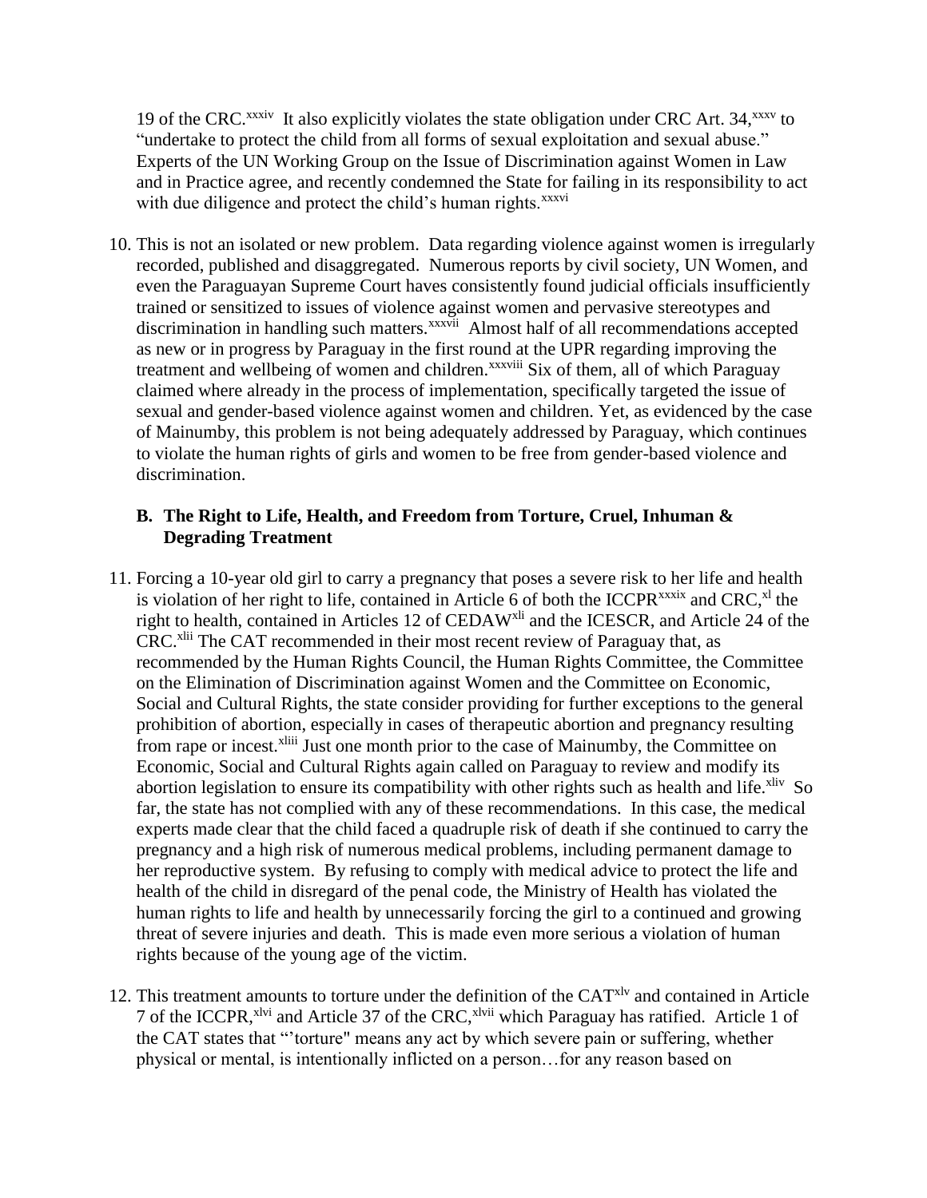19 of the CRC.[xxxiv] It also explicitly violates the state obligation under CRC Art. 34,[xxxv] to "undertake to protect the child from all forms of sexual exploitation and sexual abuse." Experts of the UN Working Group on the Issue of Discrimination against Women in Law and in Practice agree, and recently condemned the State for failing in its responsibility to act with due diligence and protect the child's human rights.[xxxvi]

10. This is not an isolated or new problem. Data regarding violence against women is irregularly recorded, published and disaggregated. Numerous reports by civil society, UN Women, and even the Paraguayan Supreme Court haves consistently found judicial officials insufficiently trained or sensitized to issues of violence against women and pervasive stereotypes and discrimination in handling such matters.[xxxvii] Almost half of all recommendations accepted as new or in progress by Paraguay in the first round at the UPR regarding improving the treatment and wellbeing of women and children.[xxxviii] Six of them, all of which Paraguay claimed where already in the process of implementation, specifically targeted the issue of sexual and gender-based violence against women and children. Yet, as evidenced by the case of Mainumby, this problem is not being adequately addressed by Paraguay, which continues to violate the human rights of girls and women to be free from gender-based violence and discrimination.

### B. The Right to Life, Health, and Freedom from Torture, Cruel, Inhuman & Degrading Treatment

11. Forcing a 10-year old girl to carry a pregnancy that poses a severe risk to her life and health is violation of her right to life, contained in Article 6 of both the ICCPR[xxxix] and CRC,[xl] the right to health, contained in Articles 12 of CEDAW[xli] and the ICESCR, and Article 24 of the CRC.[xlii] The CAT recommended in their most recent review of Paraguay that, as recommended by the Human Rights Council, the Human Rights Committee, the Committee on the Elimination of Discrimination against Women and the Committee on Economic, Social and Cultural Rights, the state consider providing for further exceptions to the general prohibition of abortion, especially in cases of therapeutic abortion and pregnancy resulting from rape or incest.[xliii] Just one month prior to the case of Mainumby, the Committee on Economic, Social and Cultural Rights again called on Paraguay to review and modify its abortion legislation to ensure its compatibility with other rights such as health and life.[xliv] So far, the state has not complied with any of these recommendations. In this case, the medical experts made clear that the child faced a quadruple risk of death if she continued to carry the pregnancy and a high risk of numerous medical problems, including permanent damage to her reproductive system. By refusing to comply with medical advice to protect the life and health of the child in disregard of the penal code, the Ministry of Health has violated the human rights to life and health by unnecessarily forcing the girl to a continued and growing threat of severe injuries and death. This is made even more serious a violation of human rights because of the young age of the victim.

12. This treatment amounts to torture under the definition of the CAT[xlv] and contained in Article 7 of the ICCPR,[xlvi] and Article 37 of the CRC,[xlvii] which Paraguay has ratified. Article 1 of the CAT states that "'torture" means any act by which severe pain or suffering, whether physical or mental, is intentionally inflicted on a person…for any reason based on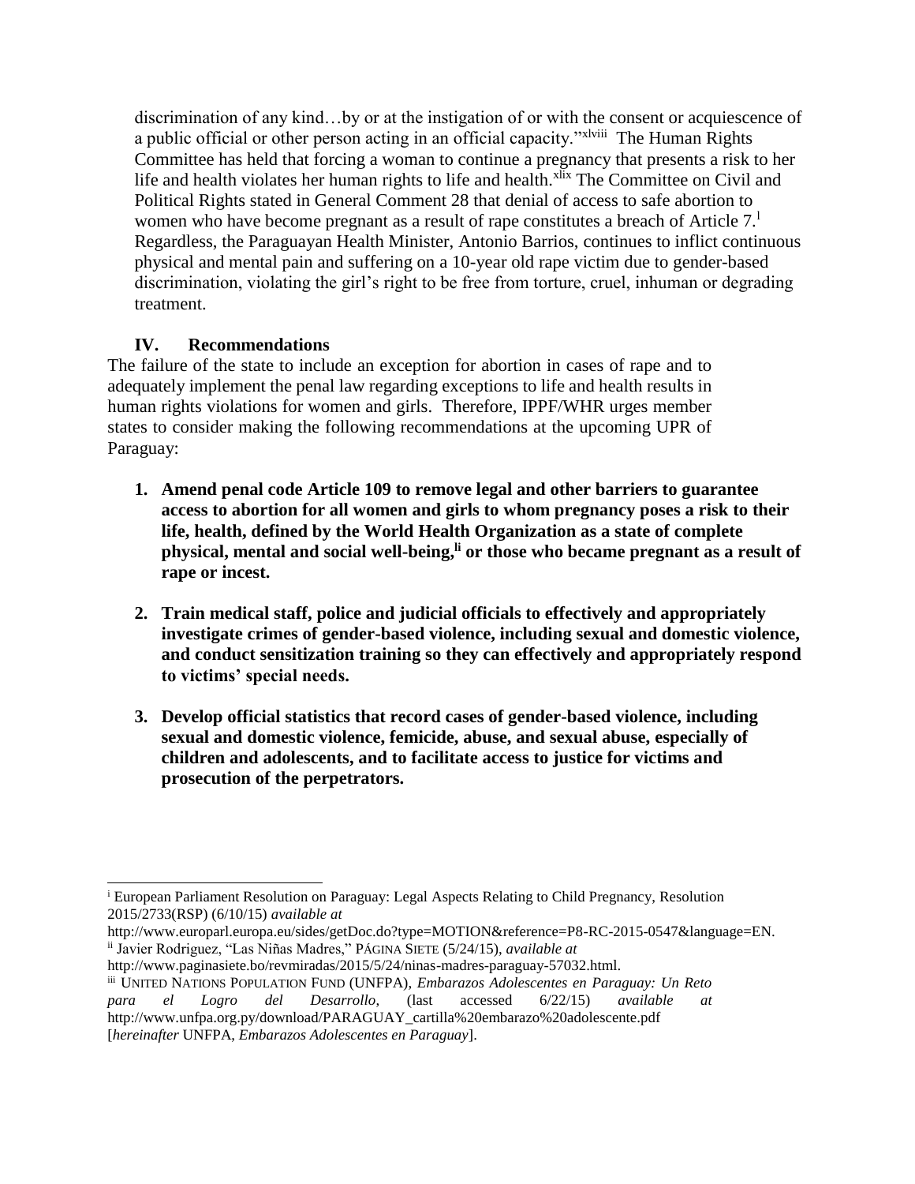discrimination of any kind…by or at the instigation of or with the consent or acquiescence of a public official or other person acting in an official capacity."[xlviii] The Human Rights Committee has held that forcing a woman to continue a pregnancy that presents a risk to her life and health violates her human rights to life and health.[xlix] The Committee on Civil and Political Rights stated in General Comment 28 that denial of access to safe abortion to women who have become pregnant as a result of rape constitutes a breach of Article 7.[l] Regardless, the Paraguayan Health Minister, Antonio Barrios, continues to inflict continuous physical and mental pain and suffering on a 10-year old rape victim due to gender-based discrimination, violating the girl's right to be free from torture, cruel, inhuman or degrading treatment.

## IV. Recommendations

The failure of the state to include an exception for abortion in cases of rape and to adequately implement the penal law regarding exceptions to life and health results in human rights violations for women and girls. Therefore, IPPF/WHR urges member states to consider making the following recommendations at the upcoming UPR of Paraguay:

1. **Amend penal code Article 109 to remove legal and other barriers to guarantee access to abortion for all women and girls to whom pregnancy poses a risk to their life, health, defined by the World Health Organization as a state of complete physical, mental and social well-being,[li] or those who became pregnant as a result of rape or incest.**

2. **Train medical staff, police and judicial officials to effectively and appropriately investigate crimes of gender-based violence, including sexual and domestic violence, and conduct sensitization training so they can effectively and appropriately respond to victims' special needs.**

3. **Develop official statistics that record cases of gender-based violence, including sexual and domestic violence, femicide, abuse, and sexual abuse, especially of children and adolescents, and to facilitate access to justice for victims and prosecution of the perpetrators.**

---

[i] European Parliament Resolution on Paraguay: Legal Aspects Relating to Child Pregnancy, Resolution 2015/2733(RSP) (6/10/15) *available at* http://www.europarl.europa.eu/sides/getDoc.do?type=MOTION&reference=P8-RC-2015-0547&language=EN.

[ii] Javier Rodriguez, "Las Niñas Madres," PÁGINA SIETE (5/24/15), *available at* http://www.paginasiete.bo/revmiradas/2015/5/24/ninas-madres-paraguay-57032.html.

[iii] UNITED NATIONS POPULATION FUND (UNFPA), *Embarazos Adolescentes en Paraguay: Un Reto para el Logro del Desarrollo,* (last accessed 6/22/15) *available at* http://www.unfpa.org.py/download/PARAGUAY_cartilla%20embarazo%20adolescente.pdf [*hereinafter* UNFPA, *Embarazos Adolescentes en Paraguay*].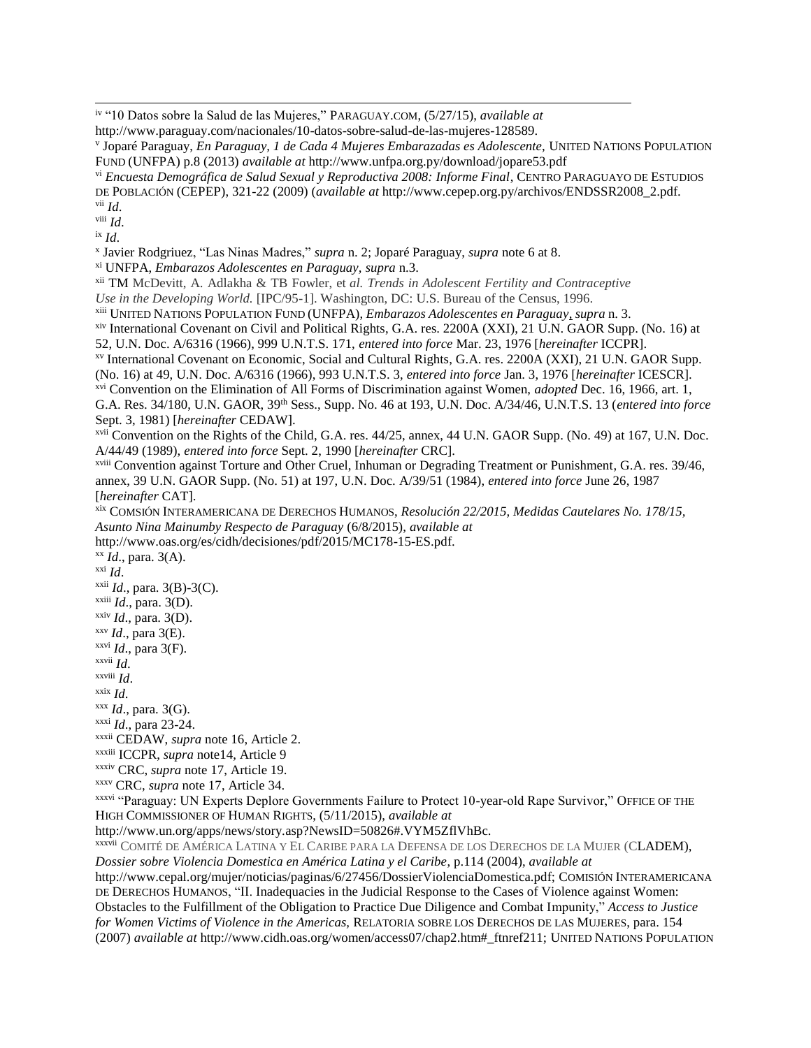[iv] "10 Datos sobre la Salud de las Mujeres," PARAGUAY.COM, (5/27/15), *available at* http://www.paraguay.com/nacionales/10-datos-sobre-salud-de-las-mujeres-128589.

[v] Joparé Paraguay, *En Paraguay, 1 de Cada 4 Mujeres Embarazadas es Adolescente,* UNITED NATIONS POPULATION FUND (UNFPA) p.8 (2013) *available at* http://www.unfpa.org.py/download/jopare53.pdf

[vi] *Encuesta Demográfica de Salud Sexual y Reproductiva 2008: Informe Final*, CENTRO PARAGUAYO DE ESTUDIOS DE POBLACIÓN (CEPEP), 321-22 (2009) (*available at* http://www.cepep.org.py/archivos/ENDSSR2008_2.pdf.

[vii] *Id*.

[viii] *Id*.

[ix] *Id*.

[x] Javier Rodgriuez, "Las Ninas Madres," *supra* n. 2; Joparé Paraguay, *supra* note 6 at 8.

[xi] UNFPA, *Embarazos Adolescentes en Paraguay, supra* n.3.

[xii] TM McDevitt, A. Adlakha & TB Fowler, et *al. Trends in Adolescent Fertility and Contraceptive Use in the Developing World.* [IPC/95-1]. Washington, DC: U.S. Bureau of the Census, 1996.

[xiii] UNITED NATIONS POPULATION FUND (UNFPA), *Embarazos Adolescentes en Paraguay*, *supra* n. 3.

[xiv] International Covenant on Civil and Political Rights, G.A. res. 2200A (XXI), 21 U.N. GAOR Supp. (No. 16) at 52, U.N. Doc. A/6316 (1966), 999 U.N.T.S. 171, *entered into force* Mar. 23, 1976 [*hereinafter* ICCPR].

[xv] International Covenant on Economic, Social and Cultural Rights, G.A. res. 2200A (XXI), 21 U.N. GAOR Supp. (No. 16) at 49, U.N. Doc. A/6316 (1966), 993 U.N.T.S. 3, *entered into force* Jan. 3, 1976 [*hereinafter* ICESCR].

[xvi] Convention on the Elimination of All Forms of Discrimination against Women, *adopted* Dec. 16, 1966, art. 1, G.A. Res. 34/180, U.N. GAOR, 39th Sess., Supp. No. 46 at 193, U.N. Doc. A/34/46, U.N.T.S. 13 (*entered into force* Sept. 3, 1981) [*hereinafter* CEDAW].

[xvii] Convention on the Rights of the Child, G.A. res. 44/25, annex, 44 U.N. GAOR Supp. (No. 49) at 167, U.N. Doc. A/44/49 (1989), *entered into force* Sept. 2, 1990 [*hereinafter* CRC].

[xviii] Convention against Torture and Other Cruel, Inhuman or Degrading Treatment or Punishment, G.A. res. 39/46, annex, 39 U.N. GAOR Supp. (No. 51) at 197, U.N. Doc. A/39/51 (1984), *entered into force* June 26, 1987 [*hereinafter* CAT].

[xix] COMSIÓN INTERAMERICANA DE DERECHOS HUMANOS, *Resolución 22/2015, Medidas Cautelares No. 178/15, Asunto Nina Mainumby Respecto de Paraguay* (6/8/2015), *available at* http://www.oas.org/es/cidh/decisiones/pdf/2015/MC178-15-ES.pdf.

[xx] *Id*., para. 3(A).

[xxi] *Id*.

[xxii] *Id*., para. 3(B)-3(C).

[xxiii] *Id*., para. 3(D).

[xxiv] *Id*., para. 3(D).

[xxv] *Id*., para 3(E).

[xxvi] *Id*., para 3(F).

[xxvii] *Id*.

[xxviii] *Id*.

[xxix] *Id*.

[xxx] *Id*., para. 3(G).

[xxxi] *Id*., para 23-24.

[xxxii] CEDAW, *supra* note 16, Article 2.

[xxxiii] ICCPR, *supra* note14, Article 9

[xxxiv] CRC, *supra* note 17, Article 19.

[xxxv] CRC, *supra* note 17, Article 34.

[xxxvi] "Paraguay: UN Experts Deplore Governments Failure to Protect 10-year-old Rape Survivor," OFFICE OF THE HIGH COMMISSIONER OF HUMAN RIGHTS, (5/11/2015), *available at* http://www.un.org/apps/news/story.asp?NewsID=50826#.VYM5ZflVhBc.

[xxxvii] COMITÉ DE AMÉRICA LATINA Y EL CARIBE PARA LA DEFENSA DE LOS DERECHOS DE LA MUJER (CLADEM), *Dossier sobre Violencia Domestica en América Latina y el Caribe*, p.114 (2004), *available at* http://www.cepal.org/mujer/noticias/paginas/6/27456/DossierViolenciaDomestica.pdf; COMISIÓN INTERAMERICANA DE DERECHOS HUMANOS, "II. Inadequacies in the Judicial Response to the Cases of Violence against Women: Obstacles to the Fulfillment of the Obligation to Practice Due Diligence and Combat Impunity," *Access to Justice for Women Victims of Violence in the Americas,* RELATORIA SOBRE LOS DERECHOS DE LAS MUJERES, para. 154 (2007) *available at* http://www.cidh.oas.org/women/access07/chap2.htm#_ftnref211; UNITED NATIONS POPULATION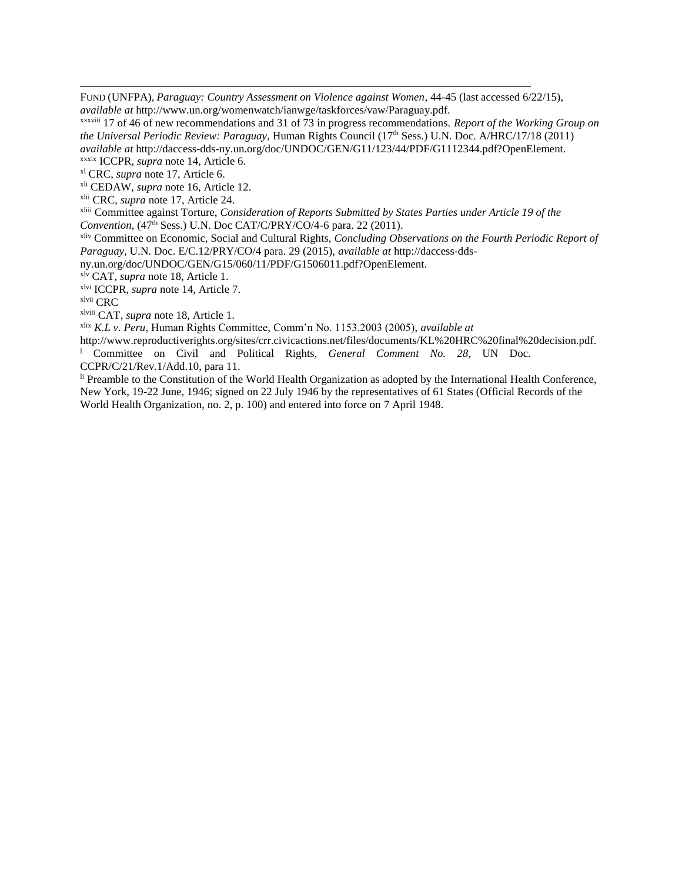FUND (UNFPA), *Paraguay: Country Assessment on Violence against Women*, 44-45 (last accessed 6/22/15), *available at* http://www.un.org/womenwatch/ianwge/taskforces/vaw/Paraguay.pdf.

[xxxviii] 17 of 46 of new recommendations and 31 of 73 in progress recommendations. *Report of the Working Group on the Universal Periodic Review: Paraguay*, Human Rights Council (17th Sess.) U.N. Doc. A/HRC/17/18 (2011) *available at* http://daccess-dds-ny.un.org/doc/UNDOC/GEN/G11/123/44/PDF/G1112344.pdf?OpenElement.

[xxxix] ICCPR, *supra* note 14, Article 6.

[xl] CRC, *supra* note 17, Article 6.

[xli] CEDAW, *supra* note 16, Article 12.

[xlii] CRC, *supra* note 17, Article 24.

[xliii] Committee against Torture, *Consideration of Reports Submitted by States Parties under Article 19 of the Convention*, (47th Sess.) U.N. Doc CAT/C/PRY/CO/4-6 para. 22 (2011).

[xliv] Committee on Economic, Social and Cultural Rights, *Concluding Observations on the Fourth Periodic Report of Paraguay*, U.N. Doc. E/C.12/PRY/CO/4 para. 29 (2015), *available at* http://daccess-dds-ny.un.org/doc/UNDOC/GEN/G15/060/11/PDF/G1506011.pdf?OpenElement.

[xlv] CAT, *supra* note 18, Article 1.

[xlvi] ICCPR, *supra* note 14, Article 7.

[xlvii] CRC

[xlviii] CAT, *supra* note 18, Article 1.

[xlix] *K.L v. Peru*, Human Rights Committee, Comm'n No. 1153.2003 (2005), *available at* http://www.reproductiverights.org/sites/crr.civicactions.net/files/documents/KL%20HRC%20final%20decision.pdf.

[l] Committee on Civil and Political Rights, *General Comment No. 28*, UN Doc. CCPR/C/21/Rev.1/Add.10, para 11.

[li] Preamble to the Constitution of the World Health Organization as adopted by the International Health Conference, New York, 19-22 June, 1946; signed on 22 July 1946 by the representatives of 61 States (Official Records of the World Health Organization, no. 2, p. 100) and entered into force on 7 April 1948.